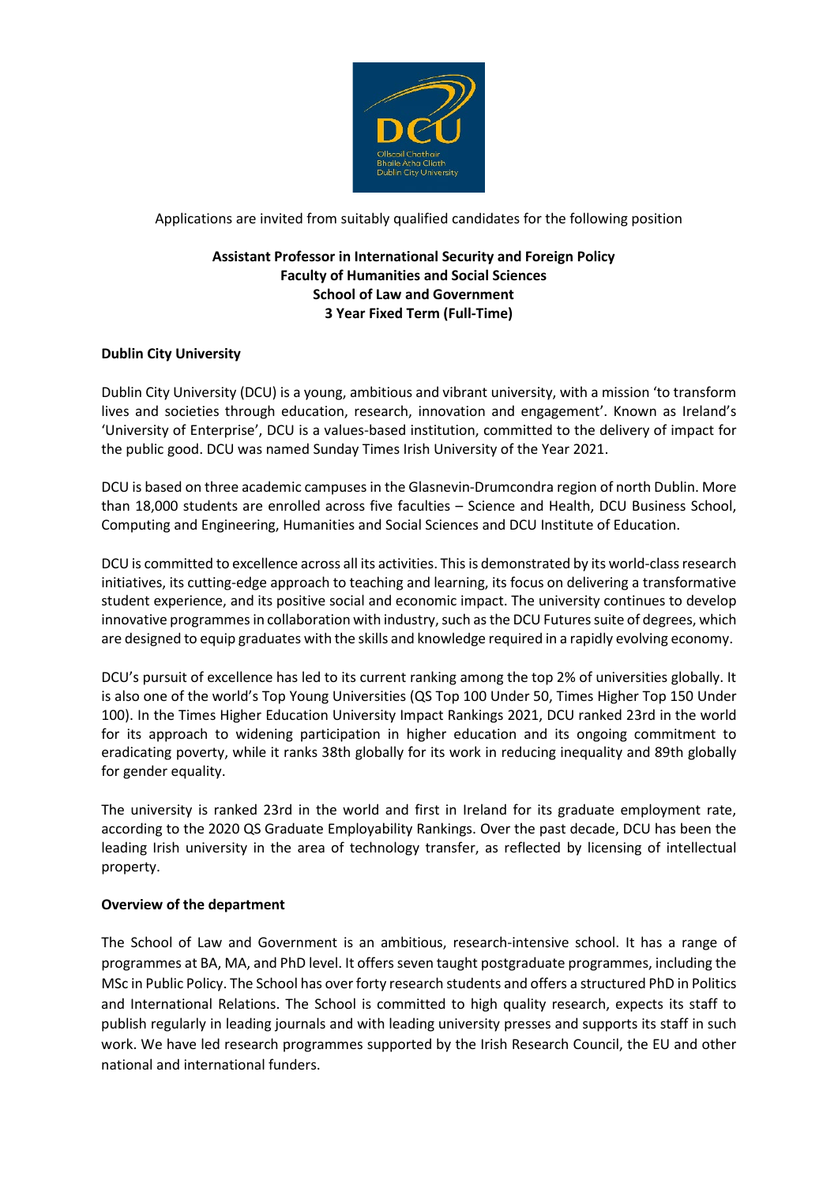Applications are invited from suitably qualified candidates for the following position

**Assistant Professor in International Security and Foreign Policy**
**Faculty of Humanities and Social Sciences**
**School of Law and Government**
**3 Year Fixed Term (Full-Time)**

## Dublin City University

Dublin City University (DCU) is a young, ambitious and vibrant university, with a mission 'to transform lives and societies through education, research, innovation and engagement'. Known as Ireland's 'University of Enterprise', DCU is a values-based institution, committed to the delivery of impact for the public good. DCU was named Sunday Times Irish University of the Year 2021.

DCU is based on three academic campuses in the Glasnevin-Drumcondra region of north Dublin. More than 18,000 students are enrolled across five faculties – Science and Health, DCU Business School, Computing and Engineering, Humanities and Social Sciences and DCU Institute of Education.

DCU is committed to excellence across all its activities. This is demonstrated by its world-class research initiatives, its cutting-edge approach to teaching and learning, its focus on delivering a transformative student experience, and its positive social and economic impact. The university continues to develop innovative programmes in collaboration with industry, such as the DCU Futures suite of degrees, which are designed to equip graduates with the skills and knowledge required in a rapidly evolving economy.

DCU's pursuit of excellence has led to its current ranking among the top 2% of universities globally. It is also one of the world's Top Young Universities (QS Top 100 Under 50, Times Higher Top 150 Under 100). In the Times Higher Education University Impact Rankings 2021, DCU ranked 23rd in the world for its approach to widening participation in higher education and its ongoing commitment to eradicating poverty, while it ranks 38th globally for its work in reducing inequality and 89th globally for gender equality.

The university is ranked 23rd in the world and first in Ireland for its graduate employment rate, according to the 2020 QS Graduate Employability Rankings. Over the past decade, DCU has been the leading Irish university in the area of technology transfer, as reflected by licensing of intellectual property.

## Overview of the department

The School of Law and Government is an ambitious, research-intensive school. It has a range of programmes at BA, MA, and PhD level. It offers seven taught postgraduate programmes, including the MSc in Public Policy. The School has over forty research students and offers a structured PhD in Politics and International Relations. The School is committed to high quality research, expects its staff to publish regularly in leading journals and with leading university presses and supports its staff in such work. We have led research programmes supported by the Irish Research Council, the EU and other national and international funders.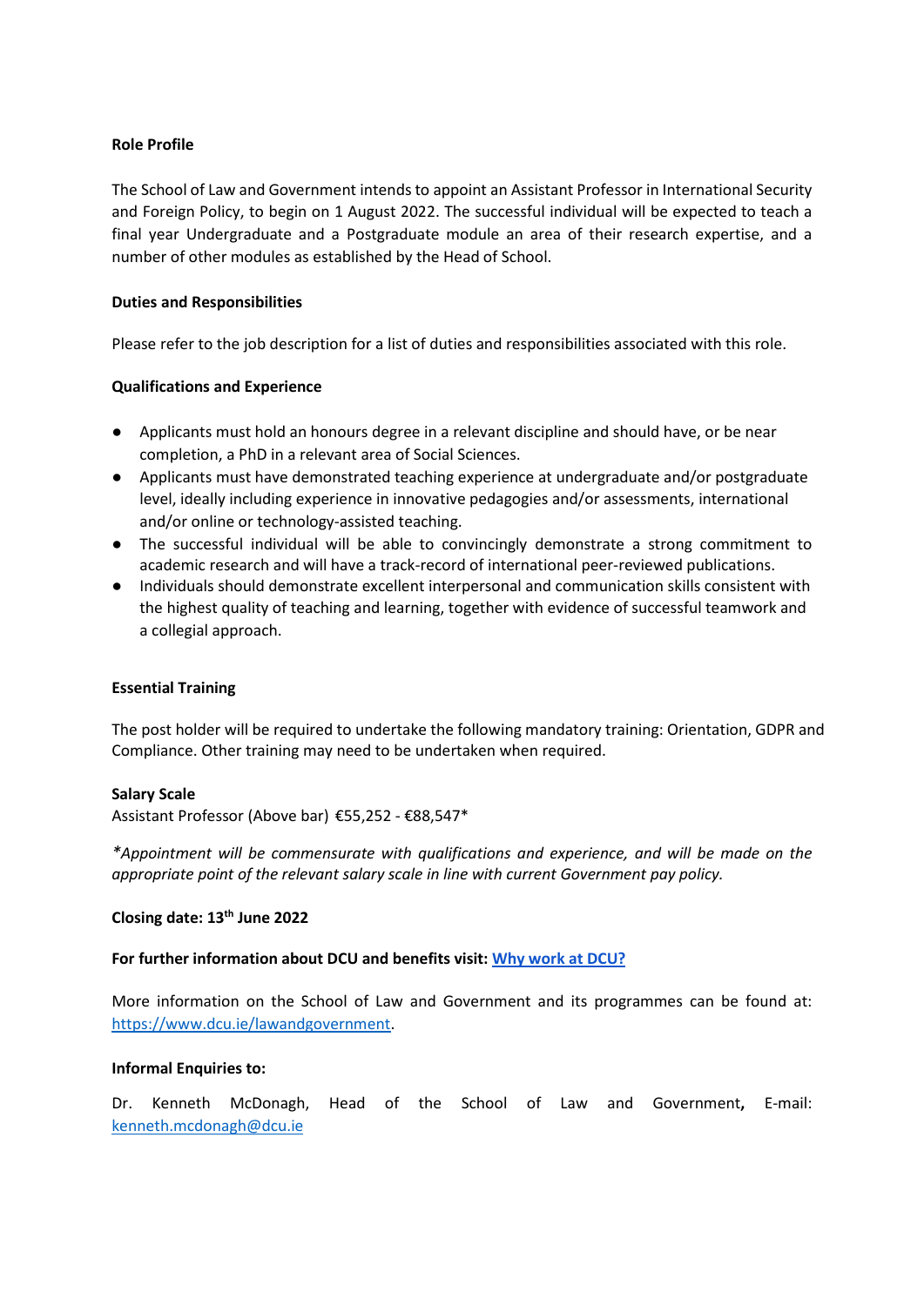**Role Profile**

The School of Law and Government intends to appoint an Assistant Professor in International Security and Foreign Policy, to begin on 1 August 2022. The successful individual will be expected to teach a final year Undergraduate and a Postgraduate module an area of their research expertise, and a number of other modules as established by the Head of School.

**Duties and Responsibilities**

Please refer to the job description for a list of duties and responsibilities associated with this role.

**Qualifications and Experience**

- Applicants must hold an honours degree in a relevant discipline and should have, or be near completion, a PhD in a relevant area of Social Sciences.
- Applicants must have demonstrated teaching experience at undergraduate and/or postgraduate level, ideally including experience in innovative pedagogies and/or assessments, international and/or online or technology-assisted teaching.
- The successful individual will be able to convincingly demonstrate a strong commitment to academic research and will have a track-record of international peer-reviewed publications.
- Individuals should demonstrate excellent interpersonal and communication skills consistent with the highest quality of teaching and learning, together with evidence of successful teamwork and a collegial approach.

**Essential Training**

The post holder will be required to undertake the following mandatory training: Orientation, GDPR and Compliance. Other training may need to be undertaken when required.

**Salary Scale**
Assistant Professor (Above bar) €55,252 - €88,547*

*\*Appointment will be commensurate with qualifications and experience, and will be made on the appropriate point of the relevant salary scale in line with current Government pay policy.*

**Closing date: 13th June 2022**

**For further information about DCU and benefits visit: [Why work at DCU?]()**

More information on the School of Law and Government and its programmes can be found at: [https://www.dcu.ie/lawandgovernment](https://www.dcu.ie/lawandgovernment).

**Informal Enquiries to:**

Dr. Kenneth McDonagh, Head of the School of Law and Government**,** E-mail: [kenneth.mcdonagh@dcu.ie](mailto:kenneth.mcdonagh@dcu.ie)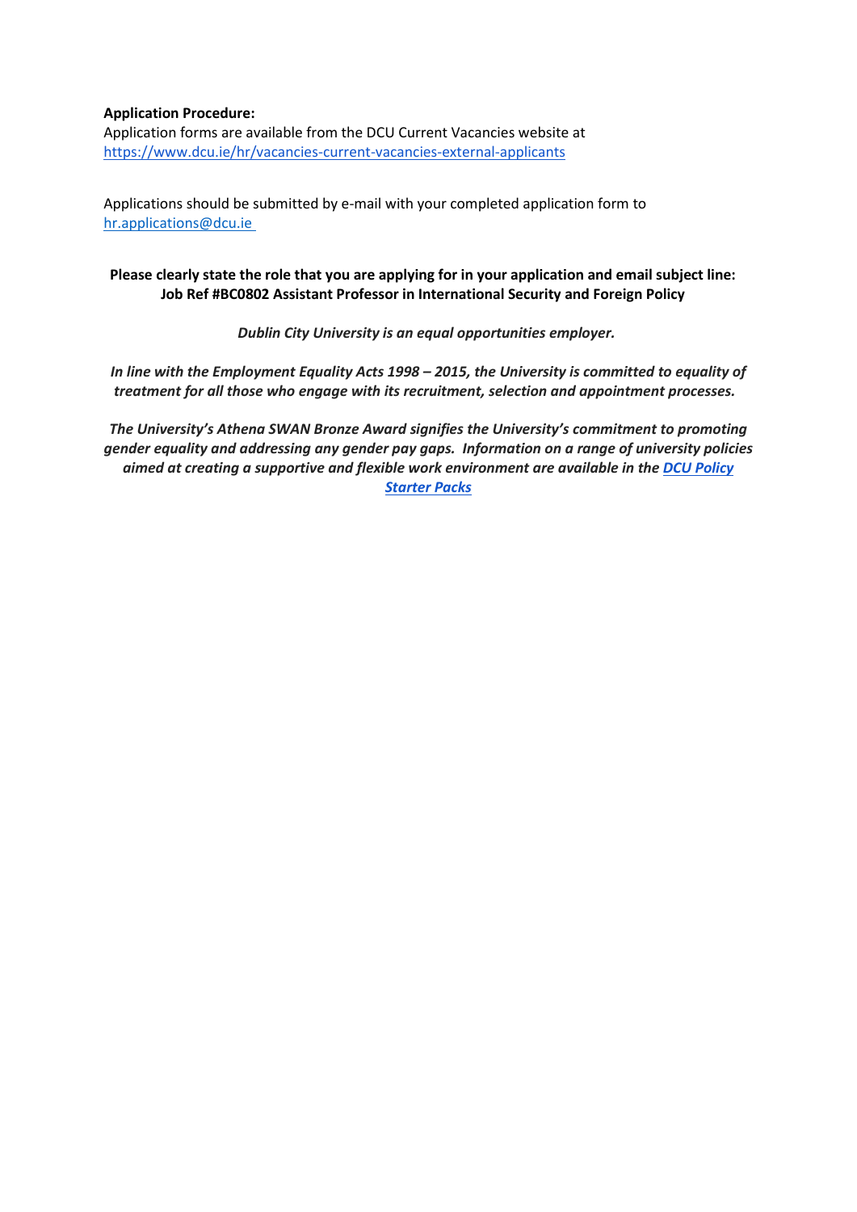**Application Procedure:**
Application forms are available from the DCU Current Vacancies website at
[https://www.dcu.ie/hr/vacancies-current-vacancies-external-applicants](https://www.dcu.ie/hr/vacancies-current-vacancies-external-applicants)

Applications should be submitted by e-mail with your completed application form to
[hr.applications@dcu.ie](mailto:hr.applications@dcu.ie)

**Please clearly state the role that you are applying for in your application and email subject line: Job Ref #BC0802 Assistant Professor in International Security and Foreign Policy**

***Dublin City University is an equal opportunities employer.***

***In line with the Employment Equality Acts 1998 – 2015, the University is committed to equality of treatment for all those who engage with its recruitment, selection and appointment processes.***

***The University's Athena SWAN Bronze Award signifies the University's commitment to promoting gender equality and addressing any gender pay gaps. Information on a range of university policies aimed at creating a supportive and flexible work environment are available in the DCU Policy Starter Packs***